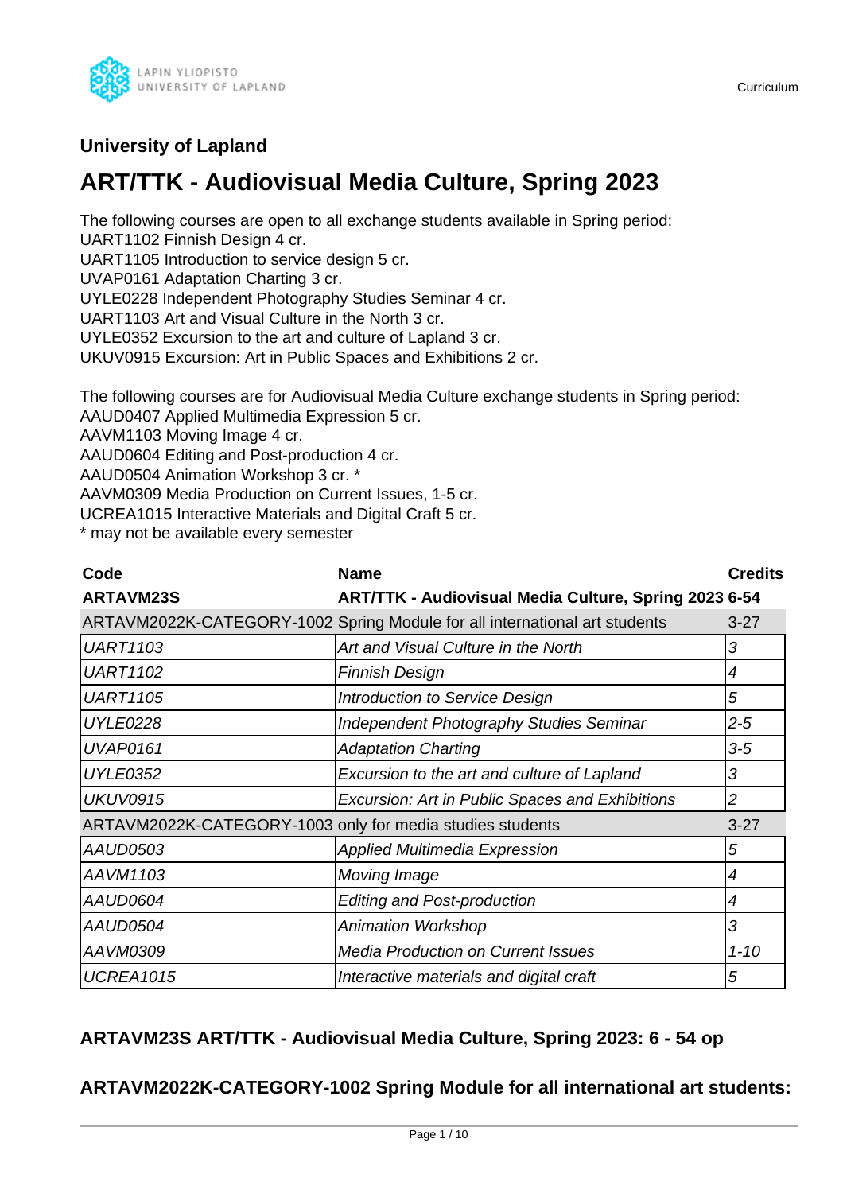## University of Lapland

# ART/TTK - Audiovisual Media Culture, Spring 2023

The following courses are open to all exchange students available in Spring period:
UART1102 Finnish Design 4 cr.
UART1105 Introduction to service design 5 cr.
UVAP0161 Adaptation Charting 3 cr.
UYLE0228 Independent Photography Studies Seminar 4 cr.
UART1103 Art and Visual Culture in the North 3 cr.
UYLE0352 Excursion to the art and culture of Lapland 3 cr.
UKUV0915 Excursion: Art in Public Spaces and Exhibitions 2 cr.

The following courses are for Audiovisual Media Culture exchange students in Spring period:
AAUD0407 Applied Multimedia Expression 5 cr.
AAVM1103 Moving Image 4 cr.
AAUD0604 Editing and Post-production 4 cr.
AAUD0504 Animation Workshop 3 cr. *
AAVM0309 Media Production on Current Issues, 1-5 cr.
UCREA1015 Interactive Materials and Digital Craft 5 cr.
* may not be available every semester

| Code | Name | Credits |
|---|---|---|
| **ARTAVM23S** | **ART/TTK - Audiovisual Media Culture, Spring 2023** | **6-54** |
| ARTAVM2022K-CATEGORY-1002 | Spring Module for all international art students | 3-27 |
| *UART1103* | *Art and Visual Culture in the North* | *3* |
| *UART1102* | *Finnish Design* | *4* |
| *UART1105* | *Introduction to Service Design* | *5* |
| *UYLE0228* | *Independent Photography Studies Seminar* | *2-5* |
| *UVAP0161* | *Adaptation Charting* | *3-5* |
| *UYLE0352* | *Excursion to the art and culture of Lapland* | *3* |
| *UKUV0915* | *Excursion: Art in Public Spaces and Exhibitions* | *2* |
| ARTAVM2022K-CATEGORY-1003 | only for media studies students | 3-27 |
| *AAUD0503* | *Applied Multimedia Expression* | *5* |
| *AAVM1103* | *Moving Image* | *4* |
| *AAUD0604* | *Editing and Post-production* | *4* |
| *AAUD0504* | *Animation Workshop* | *3* |
| *AAVM0309* | *Media Production on Current Issues* | *1-10* |
| *UCREA1015* | *Interactive materials and digital craft* | *5* |

### ARTAVM23S ART/TTK - Audiovisual Media Culture, Spring 2023: 6 - 54 op

### ARTAVM2022K-CATEGORY-1002 Spring Module for all international art students: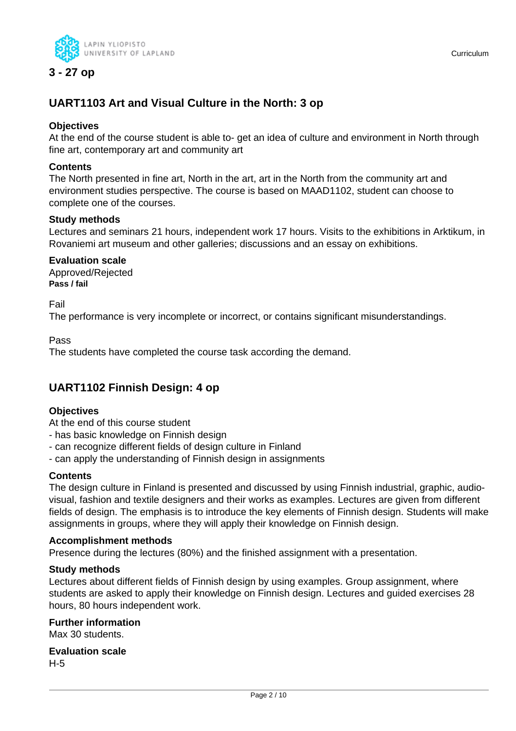**3 - 27 op**

## UART1103 Art and Visual Culture in the North: 3 op

### Objectives

At the end of the course student is able to- get an idea of culture and environment in North through fine art, contemporary art and community art

### Contents

The North presented in fine art, North in the art, art in the North from the community art and environment studies perspective. The course is based on MAAD1102, student can choose to complete one of the courses.

### Study methods

Lectures and seminars 21 hours, independent work 17 hours. Visits to the exhibitions in Arktikum, in Rovaniemi art museum and other galleries; discussions and an essay on exhibitions.

### Evaluation scale

Approved/Rejected

**Pass / fail**

Fail

The performance is very incomplete or incorrect, or contains significant misunderstandings.

Pass

The students have completed the course task according the demand.

## UART1102 Finnish Design: 4 op

### Objectives

At the end of this course student

- has basic knowledge on Finnish design
- can recognize different fields of design culture in Finland
- can apply the understanding of Finnish design in assignments

### Contents

The design culture in Finland is presented and discussed by using Finnish industrial, graphic, audio-visual, fashion and textile designers and their works as examples. Lectures are given from different fields of design. The emphasis is to introduce the key elements of Finnish design. Students will make assignments in groups, where they will apply their knowledge on Finnish design.

### Accomplishment methods

Presence during the lectures (80%) and the finished assignment with a presentation.

### Study methods

Lectures about different fields of Finnish design by using examples. Group assignment, where students are asked to apply their knowledge on Finnish design. Lectures and guided exercises 28 hours, 80 hours independent work.

### Further information

Max 30 students.

### Evaluation scale

H-5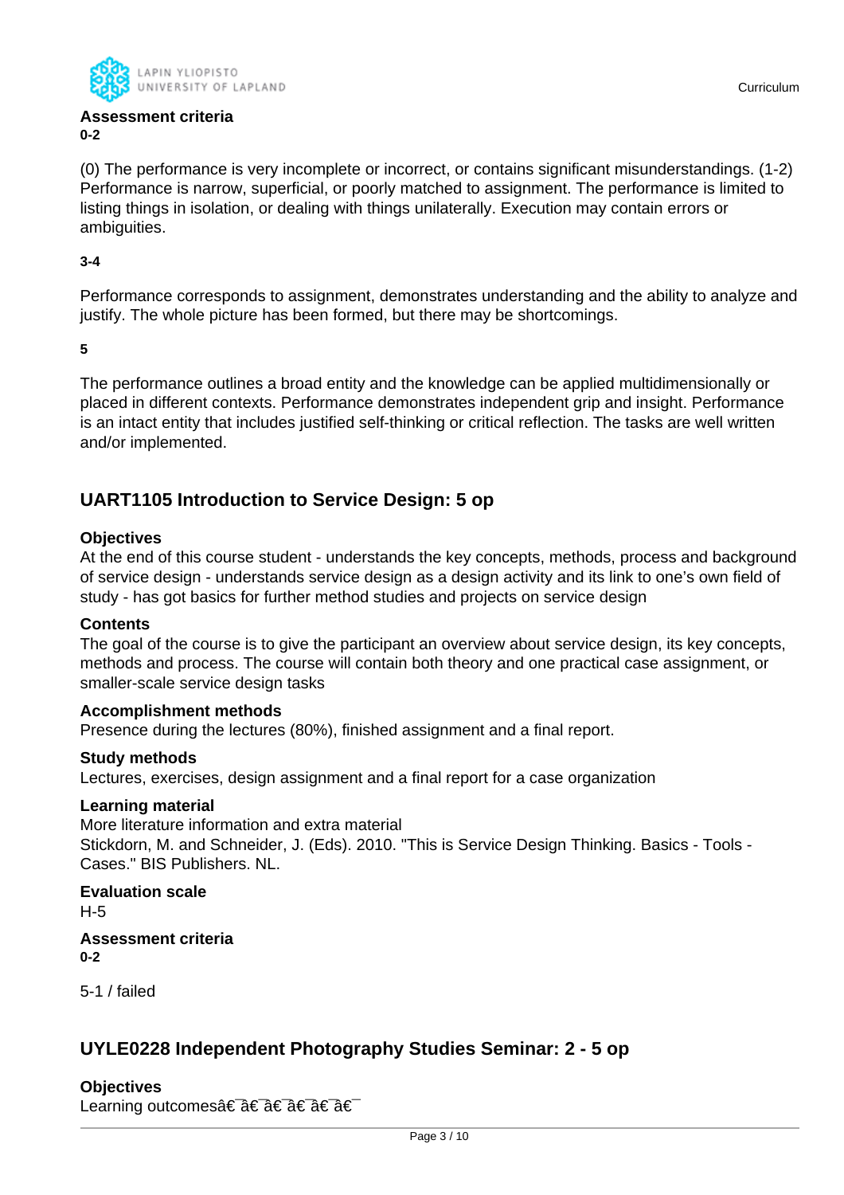**Assessment criteria**

**0-2**

(0) The performance is very incomplete or incorrect, or contains significant misunderstandings. (1-2) Performance is narrow, superficial, or poorly matched to assignment. The performance is limited to listing things in isolation, or dealing with things unilaterally. Execution may contain errors or ambiguities.

**3-4**

Performance corresponds to assignment, demonstrates understanding and the ability to analyze and justify. The whole picture has been formed, but there may be shortcomings.

**5**

The performance outlines a broad entity and the knowledge can be applied multidimensionally or placed in different contexts. Performance demonstrates independent grip and insight. Performance is an intact entity that includes justified self-thinking or critical reflection. The tasks are well written and/or implemented.

## UART1105 Introduction to Service Design: 5 op

**Objectives**

At the end of this course student - understands the key concepts, methods, process and background of service design - understands service design as a design activity and its link to one's own field of study - has got basics for further method studies and projects on service design

**Contents**

The goal of the course is to give the participant an overview about service design, its key concepts, methods and process. The course will contain both theory and one practical case assignment, or smaller-scale service design tasks

**Accomplishment methods**

Presence during the lectures (80%), finished assignment and a final report.

**Study methods**

Lectures, exercises, design assignment and a final report for a case organization

**Learning material**

More literature information and extra material

Stickdorn, M. and Schneider, J. (Eds). 2010. "This is Service Design Thinking. Basics - Tools - Cases." BIS Publishers. NL.

**Evaluation scale**

H-5

**Assessment criteria**

**0-2**

5-1 / failed

## UYLE0228 Independent Photography Studies Seminar: 2 - 5 op

**Objectives**

Learning outcomesâ€¯â€¯â€¯â€¯â€¯â€¯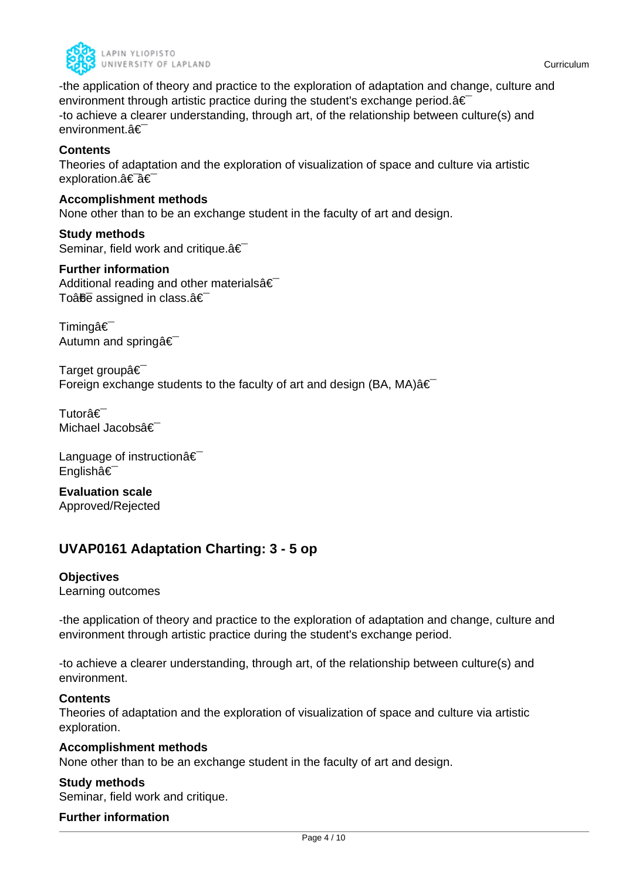-the application of theory and practice to the exploration of adaptation and change, culture and environment through artistic practice during the student's exchange period.â€¯
-to achieve a clearer understanding, through art, of the relationship between culture(s) and environment.â€¯

**Contents**
Theories of adaptation and the exploration of visualization of space and culture via artistic exploration.â€¯â€¯

**Accomplishment methods**
None other than to be an exchange student in the faculty of art and design.

**Study methods**
Seminar, field work and critique.â€¯

**Further information**
Additional reading and other materialsâ€¯
Toâ€¯be assigned in class.â€¯

Timingâ€¯
Autumn and springâ€¯

Target groupâ€¯
Foreign exchange students to the faculty of art and design (BA, MA)â€¯

Tutorâ€¯
Michael Jacobsâ€¯

Language of instructionâ€¯
Englishâ€¯

**Evaluation scale**
Approved/Rejected

## UVAP0161 Adaptation Charting: 3 - 5 op

**Objectives**
Learning outcomes

-the application of theory and practice to the exploration of adaptation and change, culture and environment through artistic practice during the student's exchange period.

-to achieve a clearer understanding, through art, of the relationship between culture(s) and environment.

**Contents**
Theories of adaptation and the exploration of visualization of space and culture via artistic exploration.

**Accomplishment methods**
None other than to be an exchange student in the faculty of art and design.

**Study methods**
Seminar, field work and critique.

**Further information**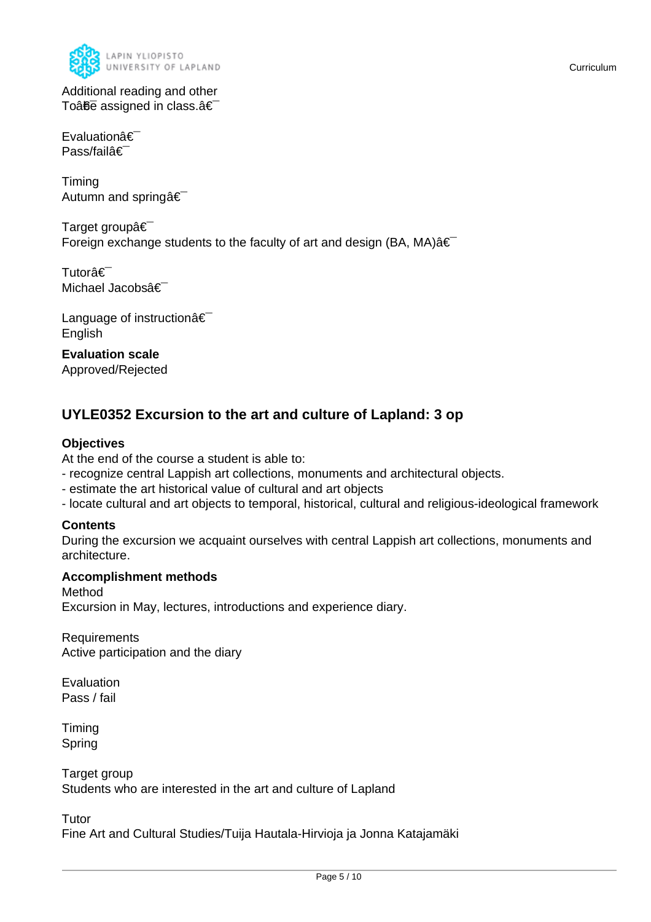Additional reading and other
Toâ€̄be assigned in class.â€̄

Evaluationâ€̄
Pass/failâ€̄

Timing
Autumn and springâ€̄

Target groupâ€̄
Foreign exchange students to the faculty of art and design (BA, MA)â€̄

Tutorâ€̄
Michael Jacobsâ€̄

Language of instructionâ€̄
English

**Evaluation scale**
Approved/Rejected

## UYLE0352 Excursion to the art and culture of Lapland: 3 op

**Objectives**
At the end of the course a student is able to:
- recognize central Lappish art collections, monuments and architectural objects.
- estimate the art historical value of cultural and art objects
- locate cultural and art objects to temporal, historical, cultural and religious-ideological framework

**Contents**
During the excursion we acquaint ourselves with central Lappish art collections, monuments and architecture.

**Accomplishment methods**
Method
Excursion in May, lectures, introductions and experience diary.

Requirements
Active participation and the diary

Evaluation
Pass / fail

Timing
Spring

Target group
Students who are interested in the art and culture of Lapland

Tutor
Fine Art and Cultural Studies/Tuija Hautala-Hirvioja ja Jonna Katajamäki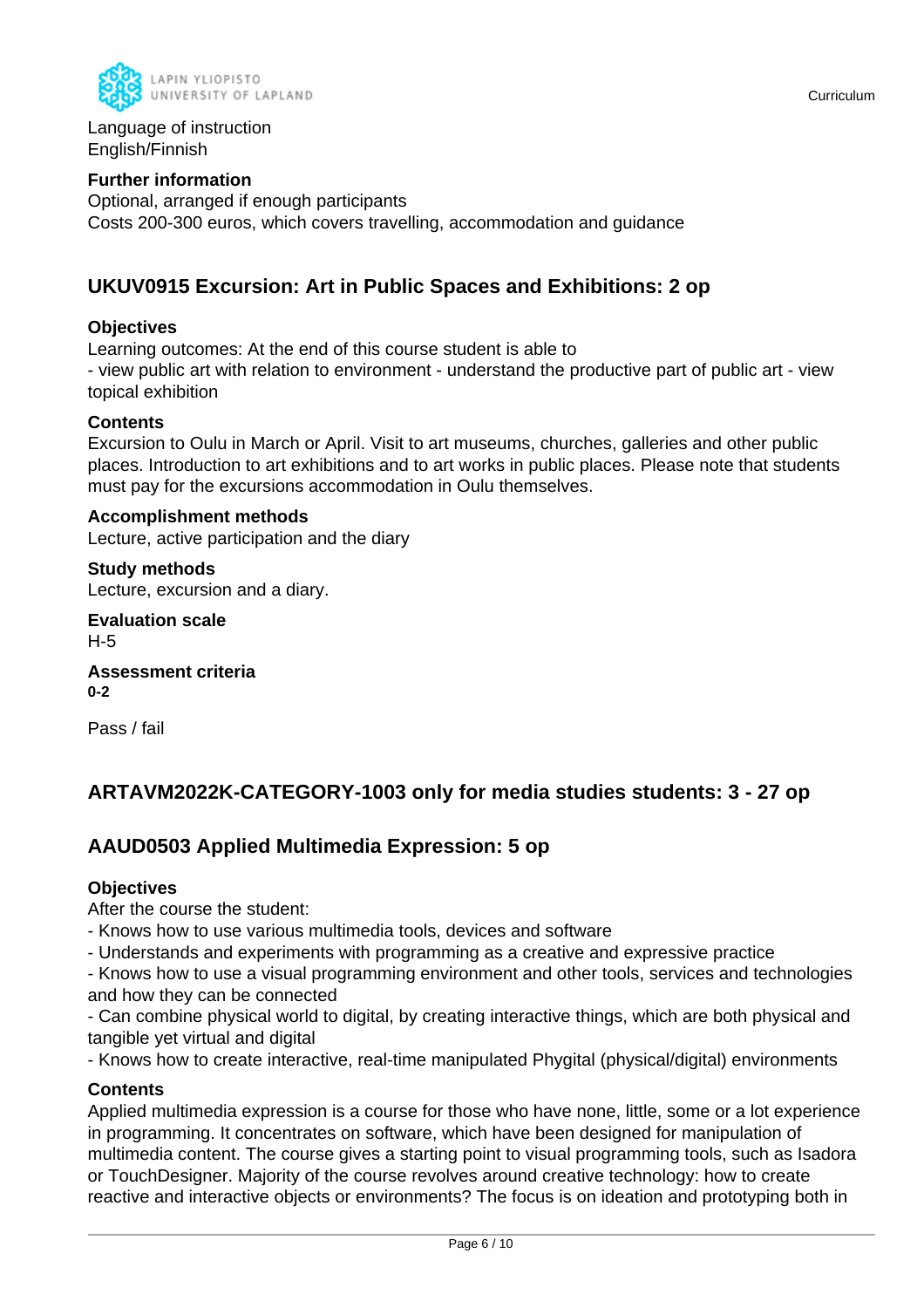**Language of instruction**
English/Finnish

**Further information**
Optional, arranged if enough participants
Costs 200-300 euros, which covers travelling, accommodation and guidance

## UKUV0915 Excursion: Art in Public Spaces and Exhibitions: 2 op

**Objectives**
Learning outcomes: At the end of this course student is able to
- view public art with relation to environment - understand the productive part of public art - view topical exhibition

**Contents**
Excursion to Oulu in March or April. Visit to art museums, churches, galleries and other public places. Introduction to art exhibitions and to art works in public places. Please note that students must pay for the excursions accommodation in Oulu themselves.

**Accomplishment methods**
Lecture, active participation and the diary

**Study methods**
Lecture, excursion and a diary.

**Evaluation scale**
H-5

**Assessment criteria**
**0-2**

Pass / fail

## ARTAVM2022K-CATEGORY-1003 only for media studies students: 3 - 27 op

## AAUD0503 Applied Multimedia Expression: 5 op

**Objectives**
After the course the student:
- Knows how to use various multimedia tools, devices and software
- Understands and experiments with programming as a creative and expressive practice
- Knows how to use a visual programming environment and other tools, services and technologies and how they can be connected
- Can combine physical world to digital, by creating interactive things, which are both physical and tangible yet virtual and digital
- Knows how to create interactive, real-time manipulated Phygital (physical/digital) environments

**Contents**
Applied multimedia expression is a course for those who have none, little, some or a lot experience in programming. It concentrates on software, which have been designed for manipulation of multimedia content. The course gives a starting point to visual programming tools, such as Isadora or TouchDesigner. Majority of the course revolves around creative technology: how to create reactive and interactive objects or environments? The focus is on ideation and prototyping both in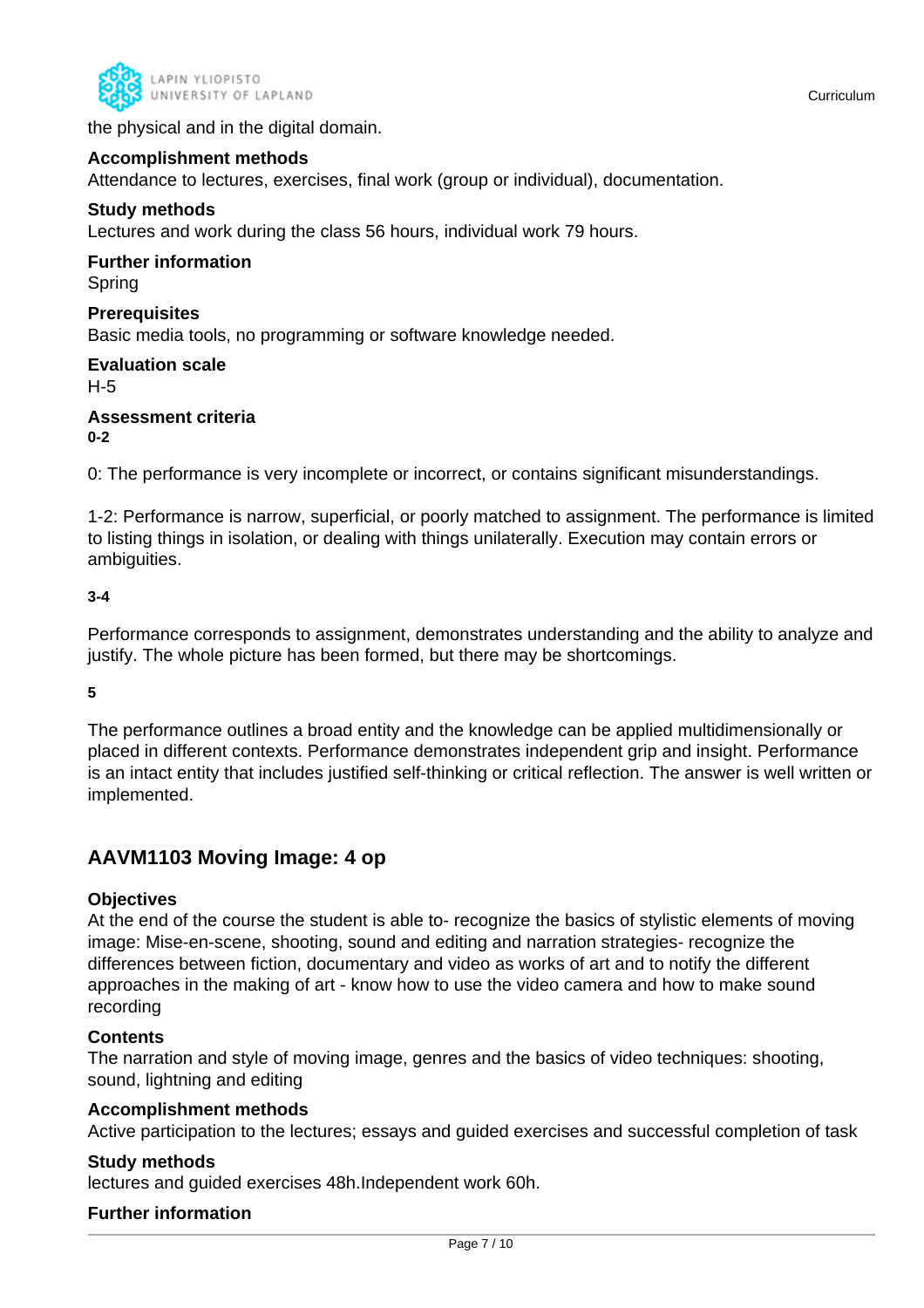the physical and in the digital domain.

**Accomplishment methods**
Attendance to lectures, exercises, final work (group or individual), documentation.

**Study methods**
Lectures and work during the class 56 hours, individual work 79 hours.

**Further information**
Spring

**Prerequisites**
Basic media tools, no programming or software knowledge needed.

**Evaluation scale**
H-5

**Assessment criteria**
**0-2**

0: The performance is very incomplete or incorrect, or contains significant misunderstandings.

1-2: Performance is narrow, superficial, or poorly matched to assignment. The performance is limited to listing things in isolation, or dealing with things unilaterally. Execution may contain errors or ambiguities.

**3-4**

Performance corresponds to assignment, demonstrates understanding and the ability to analyze and justify. The whole picture has been formed, but there may be shortcomings.

**5**

The performance outlines a broad entity and the knowledge can be applied multidimensionally or placed in different contexts. Performance demonstrates independent grip and insight. Performance is an intact entity that includes justified self-thinking or critical reflection. The answer is well written or implemented.

## AAVM1103 Moving Image: 4 op

**Objectives**
At the end of the course the student is able to- recognize the basics of stylistic elements of moving image: Mise-en-scene, shooting, sound and editing and narration strategies- recognize the differences between fiction, documentary and video as works of art and to notify the different approaches in the making of art - know how to use the video camera and how to make sound recording

**Contents**
The narration and style of moving image, genres and the basics of video techniques: shooting, sound, lightning and editing

**Accomplishment methods**
Active participation to the lectures; essays and guided exercises and successful completion of task

**Study methods**
lectures and guided exercises 48h.Independent work 60h.

**Further information**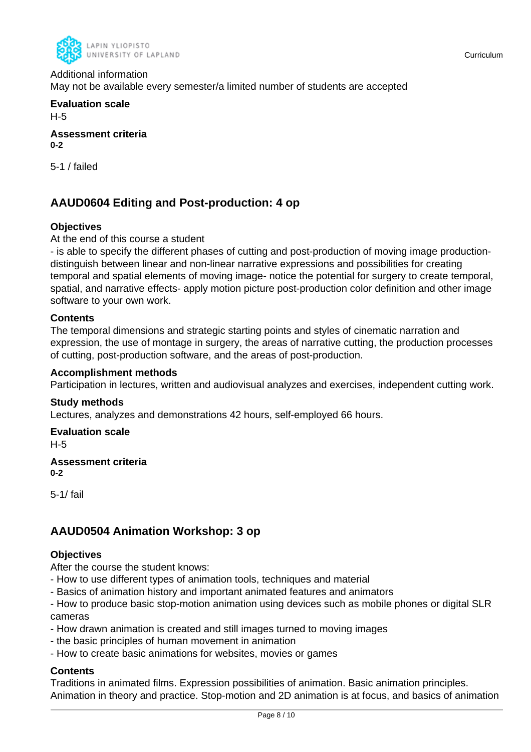Additional information
May not be available every semester/a limited number of students are accepted

**Evaluation scale**
H-5

**Assessment criteria**
**0-2**

5-1 / failed

## AAUD0604 Editing and Post-production: 4 op

**Objectives**
At the end of this course a student
- is able to specify the different phases of cutting and post-production of moving image production- distinguish between linear and non-linear narrative expressions and possibilities for creating temporal and spatial elements of moving image- notice the potential for surgery to create temporal, spatial, and narrative effects- apply motion picture post-production color definition and other image software to your own work.

**Contents**
The temporal dimensions and strategic starting points and styles of cinematic narration and expression, the use of montage in surgery, the areas of narrative cutting, the production processes of cutting, post-production software, and the areas of post-production.

**Accomplishment methods**
Participation in lectures, written and audiovisual analyzes and exercises, independent cutting work.

**Study methods**
Lectures, analyzes and demonstrations 42 hours, self-employed 66 hours.

**Evaluation scale**
H-5

**Assessment criteria**
**0-2**

5-1/ fail

## AAUD0504 Animation Workshop: 3 op

**Objectives**
After the course the student knows:
- How to use different types of animation tools, techniques and material
- Basics of animation history and important animated features and animators
- How to produce basic stop-motion animation using devices such as mobile phones or digital SLR cameras
- How drawn animation is created and still images turned to moving images
- the basic principles of human movement in animation
- How to create basic animations for websites, movies or games

**Contents**
Traditions in animated films. Expression possibilities of animation. Basic animation principles. Animation in theory and practice. Stop-motion and 2D animation is at focus, and basics of animation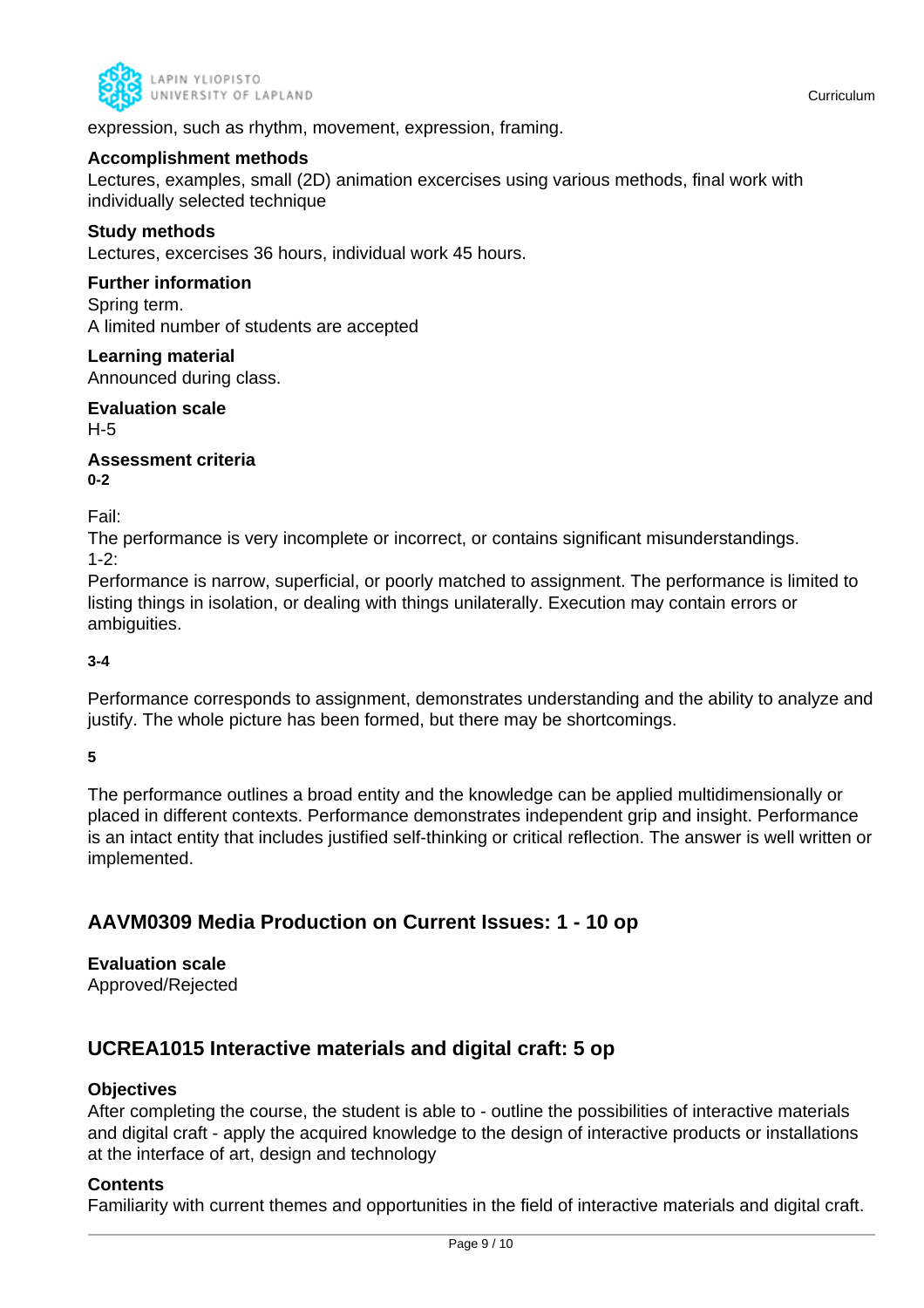expression, such as rhythm, movement, expression, framing.

**Accomplishment methods**
Lectures, examples, small (2D) animation excercises using various methods, final work with individually selected technique

**Study methods**
Lectures, excercises 36 hours, individual work 45 hours.

**Further information**
Spring term.
A limited number of students are accepted

**Learning material**
Announced during class.

**Evaluation scale**
H-5

**Assessment criteria**
**0-2**

Fail:
The performance is very incomplete or incorrect, or contains significant misunderstandings.
1-2:
Performance is narrow, superficial, or poorly matched to assignment. The performance is limited to listing things in isolation, or dealing with things unilaterally. Execution may contain errors or ambiguities.

**3-4**

Performance corresponds to assignment, demonstrates understanding and the ability to analyze and justify. The whole picture has been formed, but there may be shortcomings.

**5**

The performance outlines a broad entity and the knowledge can be applied multidimensionally or placed in different contexts. Performance demonstrates independent grip and insight. Performance is an intact entity that includes justified self-thinking or critical reflection. The answer is well written or implemented.

## AAVM0309 Media Production on Current Issues: 1 - 10 op

**Evaluation scale**
Approved/Rejected

## UCREA1015 Interactive materials and digital craft: 5 op

**Objectives**
After completing the course, the student is able to - outline the possibilities of interactive materials and digital craft - apply the acquired knowledge to the design of interactive products or installations at the interface of art, design and technology

**Contents**
Familiarity with current themes and opportunities in the field of interactive materials and digital craft.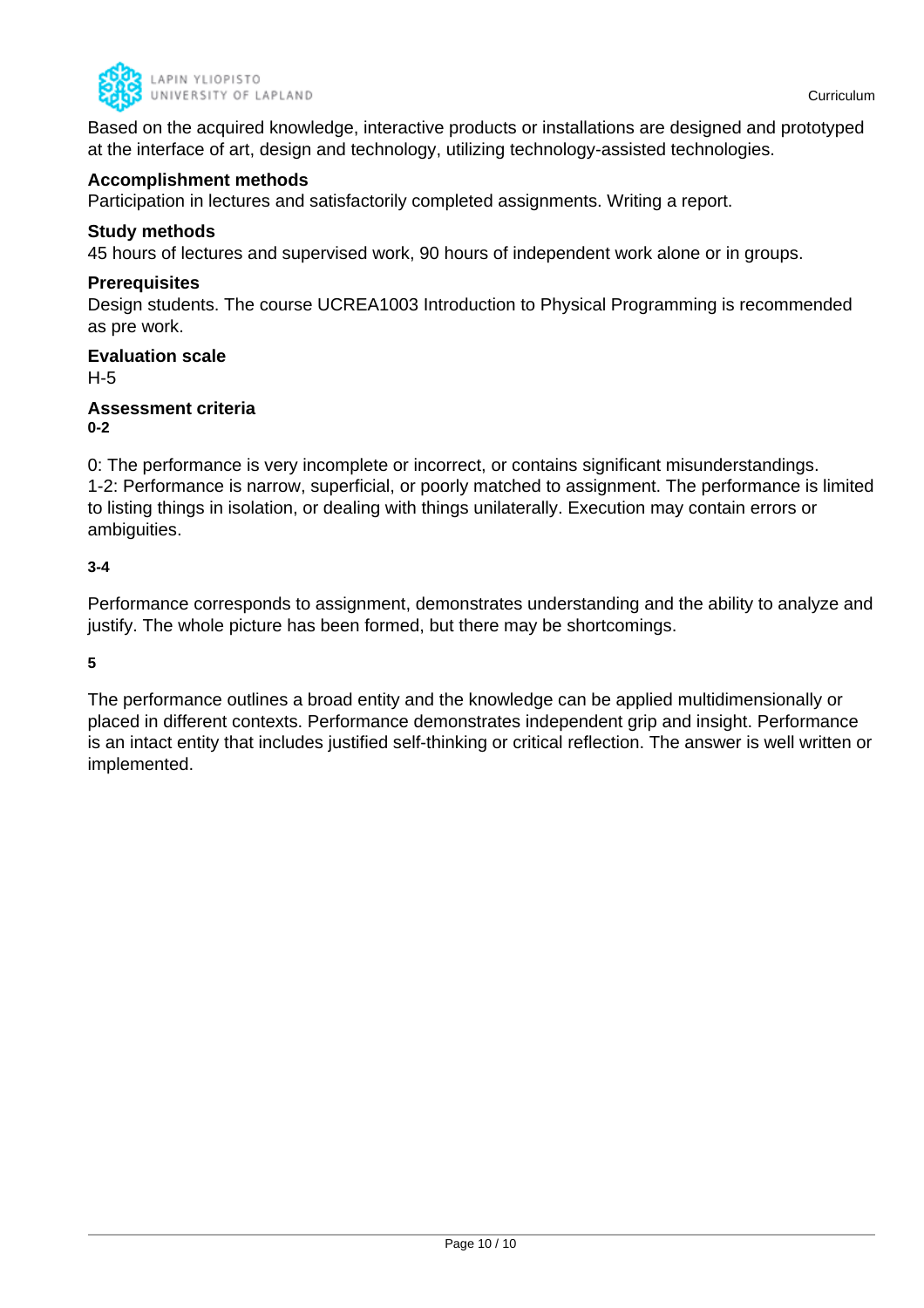Based on the acquired knowledge, interactive products or installations are designed and prototyped at the interface of art, design and technology, utilizing technology-assisted technologies.

### Accomplishment methods

Participation in lectures and satisfactorily completed assignments. Writing a report.

### Study methods

45 hours of lectures and supervised work, 90 hours of independent work alone or in groups.

### Prerequisites

Design students. The course UCREA1003 Introduction to Physical Programming is recommended as pre work.

### Evaluation scale

H-5

### Assessment criteria

**0-2**

0: The performance is very incomplete or incorrect, or contains significant misunderstandings.
1-2: Performance is narrow, superficial, or poorly matched to assignment. The performance is limited to listing things in isolation, or dealing with things unilaterally. Execution may contain errors or ambiguities.

**3-4**

Performance corresponds to assignment, demonstrates understanding and the ability to analyze and justify. The whole picture has been formed, but there may be shortcomings.

**5**

The performance outlines a broad entity and the knowledge can be applied multidimensionally or placed in different contexts. Performance demonstrates independent grip and insight. Performance is an intact entity that includes justified self-thinking or critical reflection. The answer is well written or implemented.